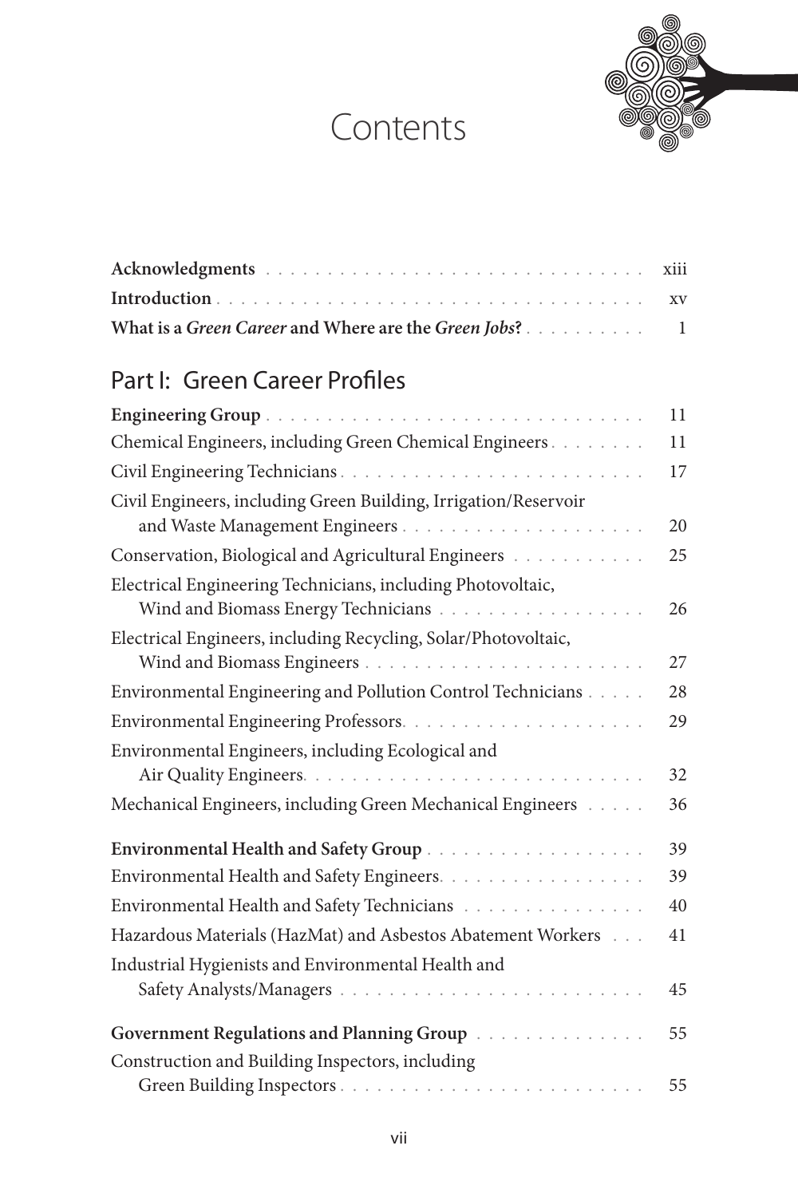# Contents

| | |
|---|---|
| **Acknowledgments** | xiii |
| **Introduction** | xv |
| **What is a *Green Career* and Where are the *Green Jobs*?** | 1 |

## Part I: Green Career Profiles

| | |
|---|---|
| **Engineering Group** | 11 |
| Chemical Engineers, including Green Chemical Engineers | 11 |
| Civil Engineering Technicians | 17 |
| Civil Engineers, including Green Building, Irrigation/Reservoir and Waste Management Engineers | 20 |
| Conservation, Biological and Agricultural Engineers | 25 |
| Electrical Engineering Technicians, including Photovoltaic, Wind and Biomass Energy Technicians | 26 |
| Electrical Engineers, including Recycling, Solar/Photovoltaic, Wind and Biomass Engineers | 27 |
| Environmental Engineering and Pollution Control Technicians | 28 |
| Environmental Engineering Professors | 29 |
| Environmental Engineers, including Ecological and Air Quality Engineers | 32 |
| Mechanical Engineers, including Green Mechanical Engineers | 36 |
| **Environmental Health and Safety Group** | 39 |
| Environmental Health and Safety Engineers | 39 |
| Environmental Health and Safety Technicians | 40 |
| Hazardous Materials (HazMat) and Asbestos Abatement Workers | 41 |
| Industrial Hygienists and Environmental Health and Safety Analysts/Managers | 45 |
| **Government Regulations and Planning Group** | 55 |
| Construction and Building Inspectors, including Green Building Inspectors | 55 |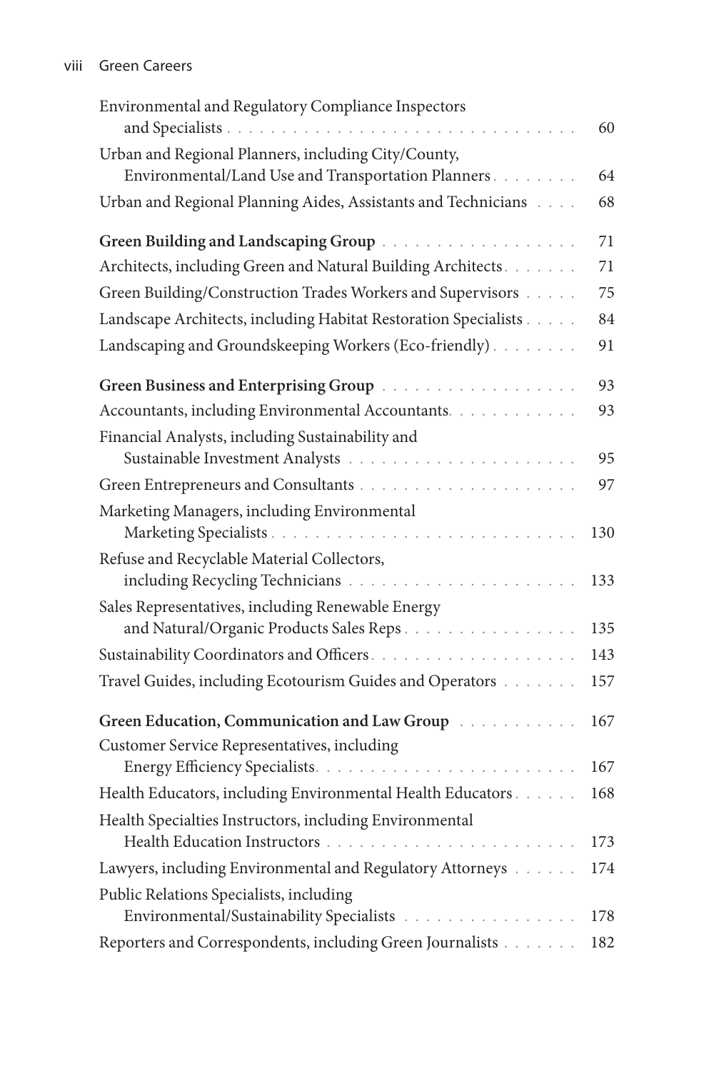Environmental and Regulatory Compliance Inspectors and Specialists . . . . . 60

Urban and Regional Planners, including City/County, Environmental/Land Use and Transportation Planners . . . . . 64

Urban and Regional Planning Aides, Assistants and Technicians . . . . 68

**Green Building and Landscaping Group** . . . . . 71

Architects, including Green and Natural Building Architects . . . . . 71

Green Building/Construction Trades Workers and Supervisors . . . . . 75

Landscape Architects, including Habitat Restoration Specialists . . . . . 84

Landscaping and Groundskeeping Workers (Eco-friendly) . . . . . 91

**Green Business and Enterprising Group** . . . . . 93

Accountants, including Environmental Accountants . . . . . 93

Financial Analysts, including Sustainability and Sustainable Investment Analysts . . . . . 95

Green Entrepreneurs and Consultants . . . . . 97

Marketing Managers, including Environmental Marketing Specialists . . . . . 130

Refuse and Recyclable Material Collectors, including Recycling Technicians . . . . . 133

Sales Representatives, including Renewable Energy and Natural/Organic Products Sales Reps . . . . . 135

Sustainability Coordinators and Officers . . . . . 143

Travel Guides, including Ecotourism Guides and Operators . . . . . 157

**Green Education, Communication and Law Group** . . . . . 167

Customer Service Representatives, including Energy Efficiency Specialists . . . . . 167

Health Educators, including Environmental Health Educators . . . . . 168

Health Specialties Instructors, including Environmental Health Education Instructors . . . . . 173

Lawyers, including Environmental and Regulatory Attorneys . . . . . 174

Public Relations Specialists, including Environmental/Sustainability Specialists . . . . . 178

Reporters and Correspondents, including Green Journalists . . . . . 182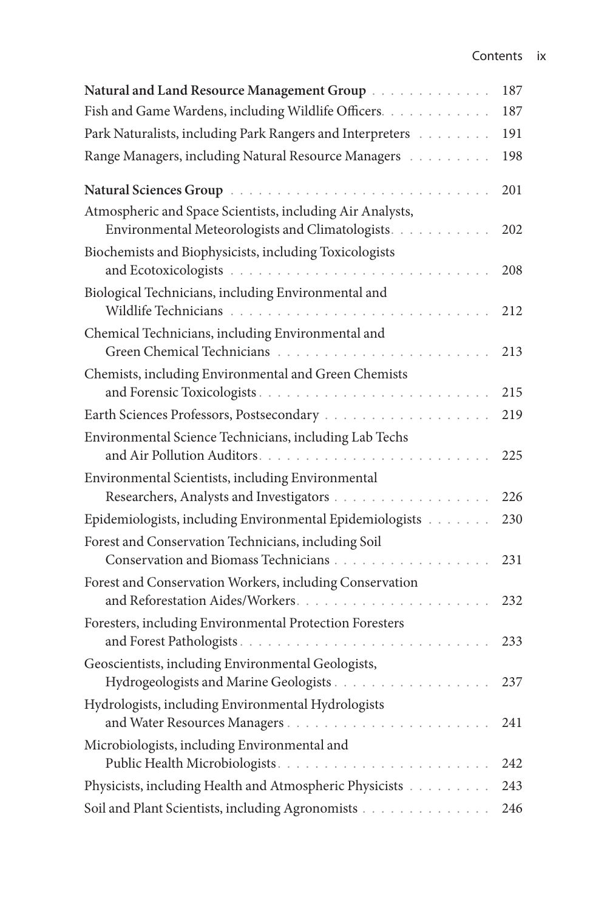**Natural and Land Resource Management Group** . . . . . . . . . . . . . 187

Fish and Game Wardens, including Wildlife Officers. . . . . . . . . . . . 187

Park Naturalists, including Park Rangers and Interpreters . . . . . . . . 191

Range Managers, including Natural Resource Managers . . . . . . . . . 198

**Natural Sciences Group** . . . . . . . . . . . . . . . . . . . . . . . . . . . 201

Atmospheric and Space Scientists, including Air Analysts, Environmental Meteorologists and Climatologists. . . . . . . . . . . 202

Biochemists and Biophysicists, including Toxicologists and Ecotoxicologists . . . . . . . . . . . . . . . . . . . . . . . . . . 208

Biological Technicians, including Environmental and Wildlife Technicians . . . . . . . . . . . . . . . . . . . . . . . . . . 212

Chemical Technicians, including Environmental and Green Chemical Technicians . . . . . . . . . . . . . . . . . . . . . . 213

Chemists, including Environmental and Green Chemists and Forensic Toxicologists. . . . . . . . . . . . . . . . . . . . . . . . 215

Earth Sciences Professors, Postsecondary . . . . . . . . . . . . . . . . . 219

Environmental Science Technicians, including Lab Techs and Air Pollution Auditors. . . . . . . . . . . . . . . . . . . . . . . . 225

Environmental Scientists, including Environmental Researchers, Analysts and Investigators . . . . . . . . . . . . . . . . . 226

Epidemiologists, including Environmental Epidemiologists . . . . . . . 230

Forest and Conservation Technicians, including Soil Conservation and Biomass Technicians . . . . . . . . . . . . . . . . . 231

Forest and Conservation Workers, including Conservation and Reforestation Aides/Workers. . . . . . . . . . . . . . . . . . . . . 232

Foresters, including Environmental Protection Foresters and Forest Pathologists. . . . . . . . . . . . . . . . . . . . . . . . . . 233

Geoscientists, including Environmental Geologists, Hydrogeologists and Marine Geologists. . . . . . . . . . . . . . . . . 237

Hydrologists, including Environmental Hydrologists and Water Resources Managers . . . . . . . . . . . . . . . . . . . . . . 241

Microbiologists, including Environmental and Public Health Microbiologists. . . . . . . . . . . . . . . . . . . . . . . 242

Physicists, including Health and Atmospheric Physicists . . . . . . . . . 243

Soil and Plant Scientists, including Agronomists . . . . . . . . . . . . . . 246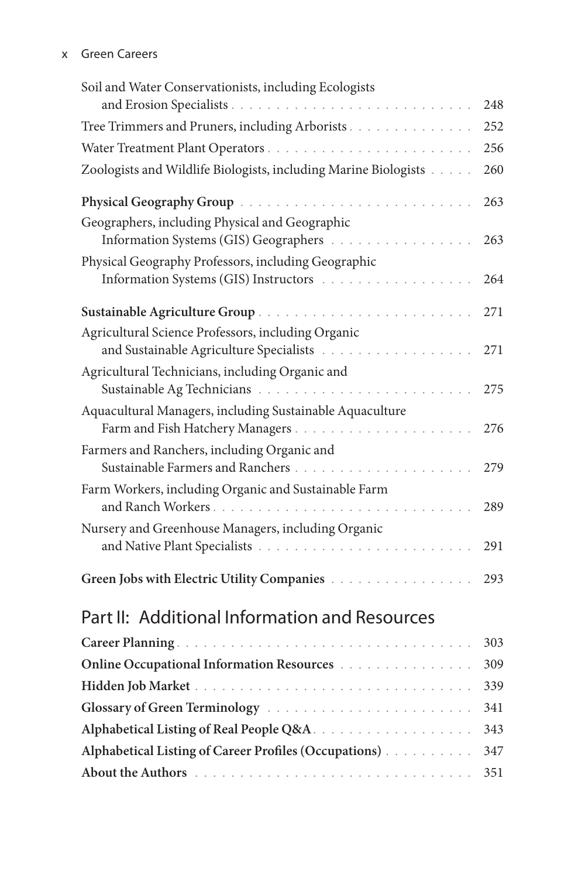Soil and Water Conservationists, including Ecologists and Erosion Specialists . . . . . . . . . . . . . . . . . . . . . . . . . 248

Tree Trimmers and Pruners, including Arborists . . . . . . . . . . . . . . 252

Water Treatment Plant Operators . . . . . . . . . . . . . . . . . . . . . . . . . 256

Zoologists and Wildlife Biologists, including Marine Biologists . . . . . 260

**Physical Geography Group** . . . . . . . . . . . . . . . . . . . . . . . . . . 263

Geographers, including Physical and Geographic Information Systems (GIS) Geographers . . . . . . . . . . . . . . . . 263

Physical Geography Professors, including Geographic Information Systems (GIS) Instructors . . . . . . . . . . . . . . . . . 264

**Sustainable Agriculture Group** . . . . . . . . . . . . . . . . . . . . . . . . 271

Agricultural Science Professors, including Organic and Sustainable Agriculture Specialists . . . . . . . . . . . . . . . . . 271

Agricultural Technicians, including Organic and Sustainable Ag Technicians . . . . . . . . . . . . . . . . . . . . . . . . 275

Aquacultural Managers, including Sustainable Aquaculture Farm and Fish Hatchery Managers . . . . . . . . . . . . . . . . . . . . 276

Farmers and Ranchers, including Organic and Sustainable Farmers and Ranchers . . . . . . . . . . . . . . . . . . . . 279

Farm Workers, including Organic and Sustainable Farm and Ranch Workers . . . . . . . . . . . . . . . . . . . . . . . . . . . . 289

Nursery and Greenhouse Managers, including Organic and Native Plant Specialists . . . . . . . . . . . . . . . . . . . . . . . . 291

**Green Jobs with Electric Utility Companies** . . . . . . . . . . . . . . . . 293

# Part II: Additional Information and Resources

**Career Planning** . . . . . . . . . . . . . . . . . . . . . . . . . . . . . . . . 303

**Online Occupational Information Resources** . . . . . . . . . . . . . . 309

**Hidden Job Market** . . . . . . . . . . . . . . . . . . . . . . . . . . . . . . 339

**Glossary of Green Terminology** . . . . . . . . . . . . . . . . . . . . . . 341

**Alphabetical Listing of Real People Q&A** . . . . . . . . . . . . . . . . . 343

**Alphabetical Listing of Career Profiles (Occupations)** . . . . . . . . . . 347

**About the Authors** . . . . . . . . . . . . . . . . . . . . . . . . . . . . . . 351